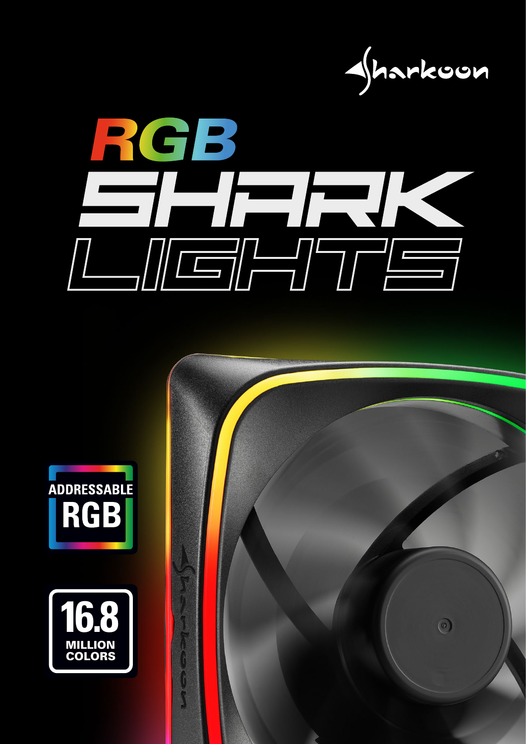Sharkoon

# RGB SHARK LIGHTS

ADDRESSABLE RGB

16.8 MILLION COLORS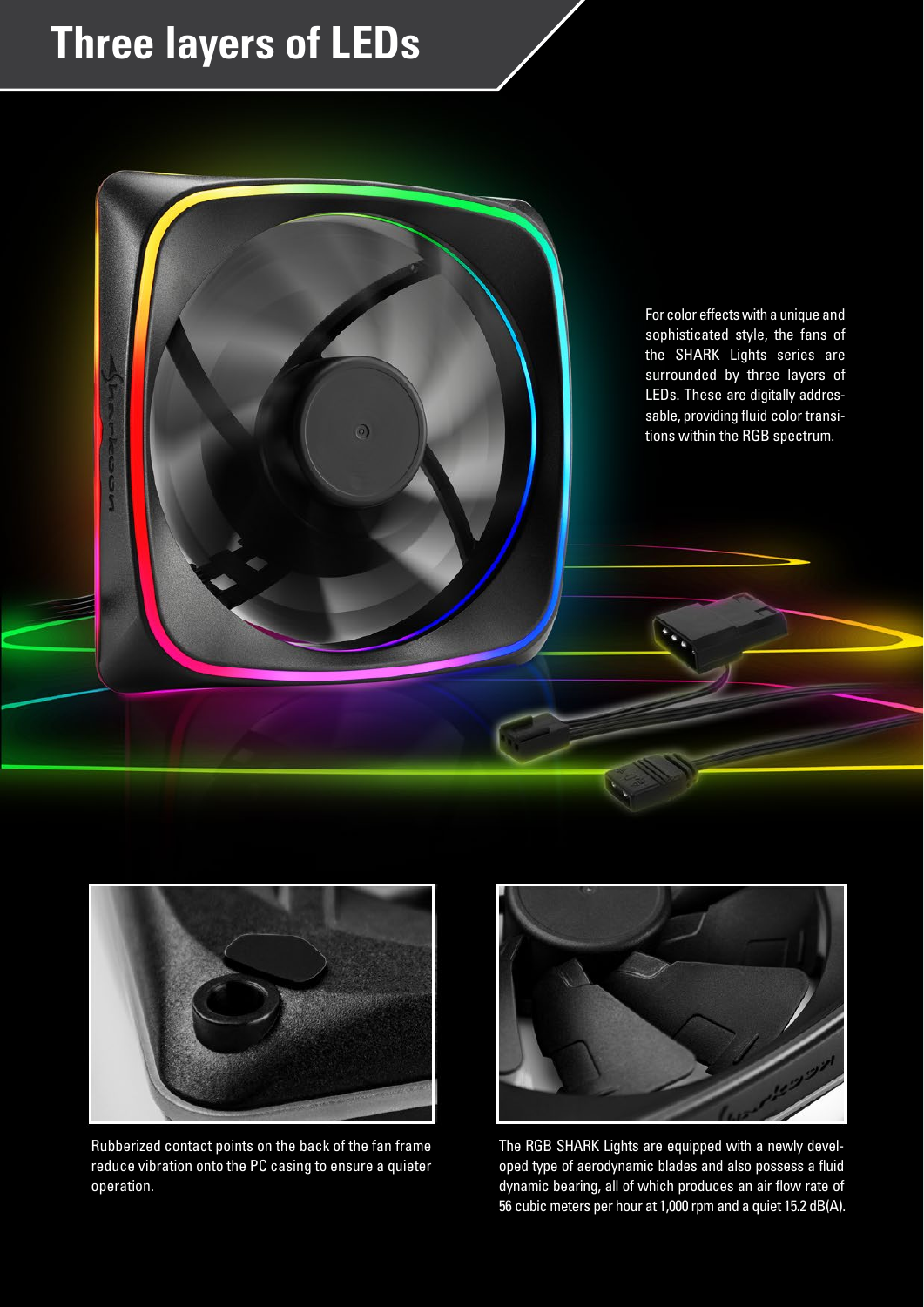# Three layers of LEDs

For color effects with a unique and sophisticated style, the fans of the SHARK Lights series are surrounded by three layers of LEDs. These are digitally addressable, providing fluid color transitions within the RGB spectrum.

Rubberized contact points on the back of the fan frame reduce vibration onto the PC casing to ensure a quieter operation.

The RGB SHARK Lights are equipped with a newly developed type of aerodynamic blades and also possess a fluid dynamic bearing, all of which produces an air flow rate of 56 cubic meters per hour at 1,000 rpm and a quiet 15.2 dB(A).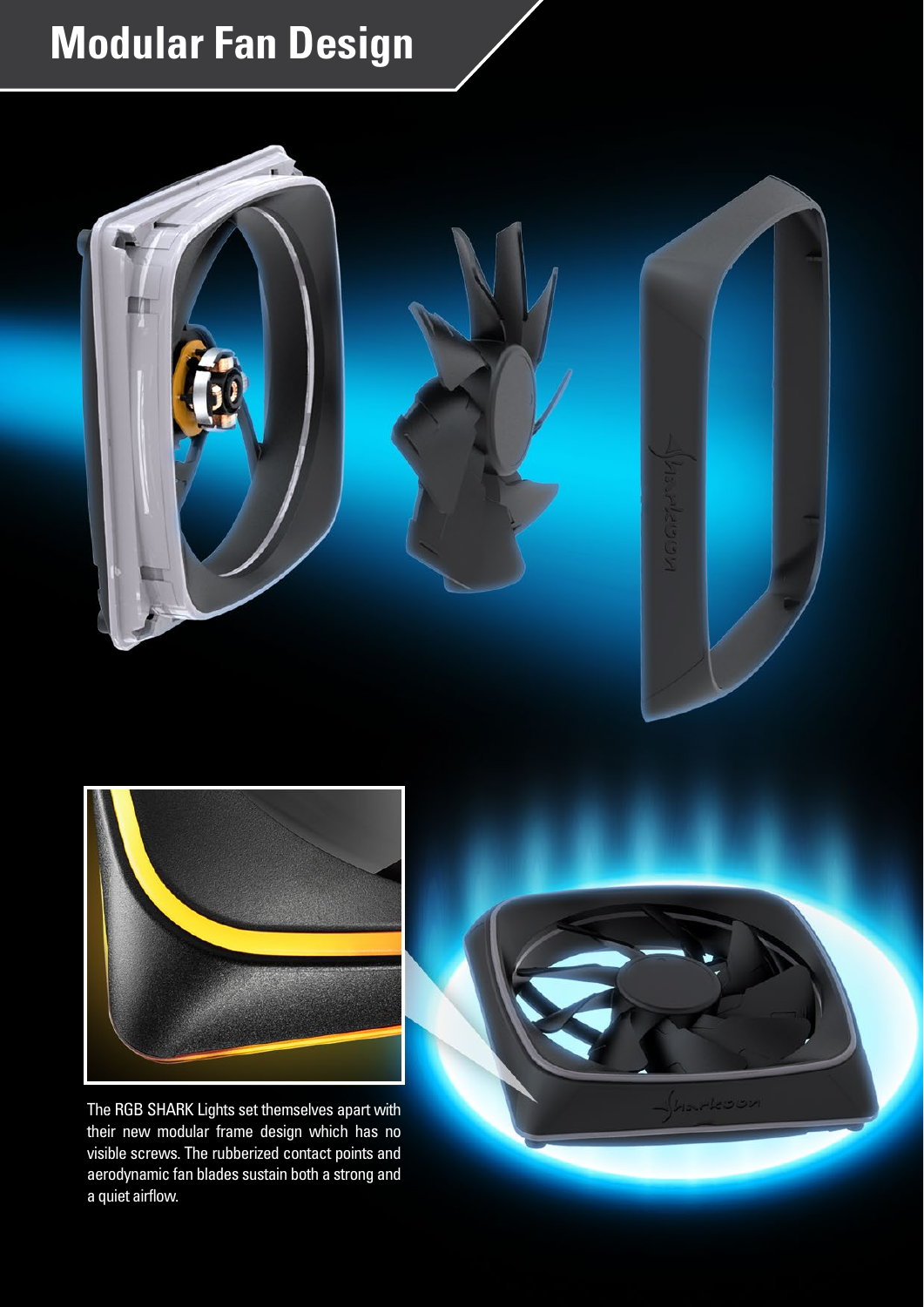# Modular Fan Design

The RGB SHARK Lights set themselves apart with their new modular frame design which has no visible screws. The rubberized contact points and aerodynamic fan blades sustain both a strong and a quiet airflow.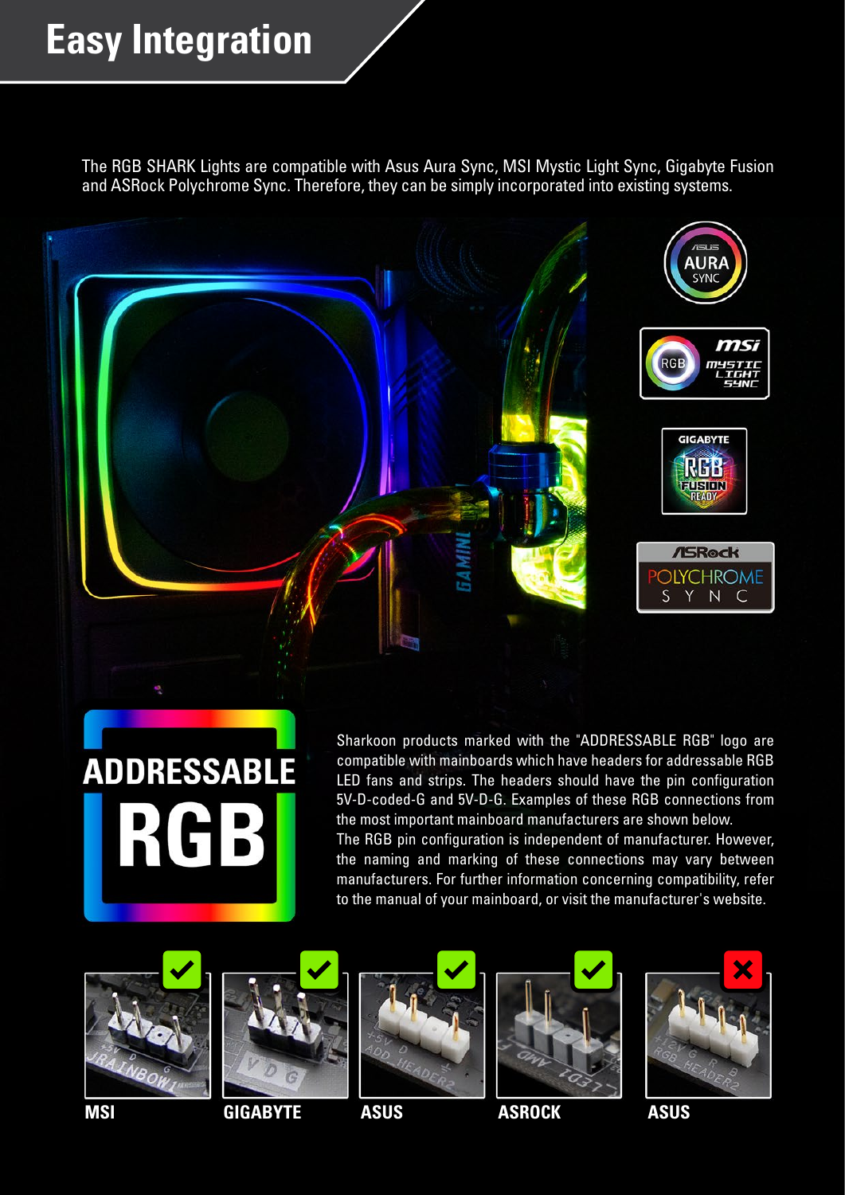# Easy Integration

The RGB SHARK Lights are compatible with Asus Aura Sync, MSI Mystic Light Sync, Gigabyte Fusion and ASRock Polychrome Sync. Therefore, they can be simply incorporated into existing systems.

**ADDRESSABLE RGB**

Sharkoon products marked with the "ADDRESSABLE RGB" logo are compatible with mainboards which have headers for addressable RGB LED fans and strips. The headers should have the pin configuration 5V-D-coded-G and 5V-D-G. Examples of these RGB connections from the most important mainboard manufacturers are shown below.
The RGB pin configuration is independent of manufacturer. However, the naming and marking of these connections may vary between manufacturers. For further information concerning compatibility, refer to the manual of your mainboard, or visit the manufacturer's website.

**MSI** ✔ **GIGABYTE** ✔ **ASUS** ✔ **ASROCK** ✔ **ASUS** ✘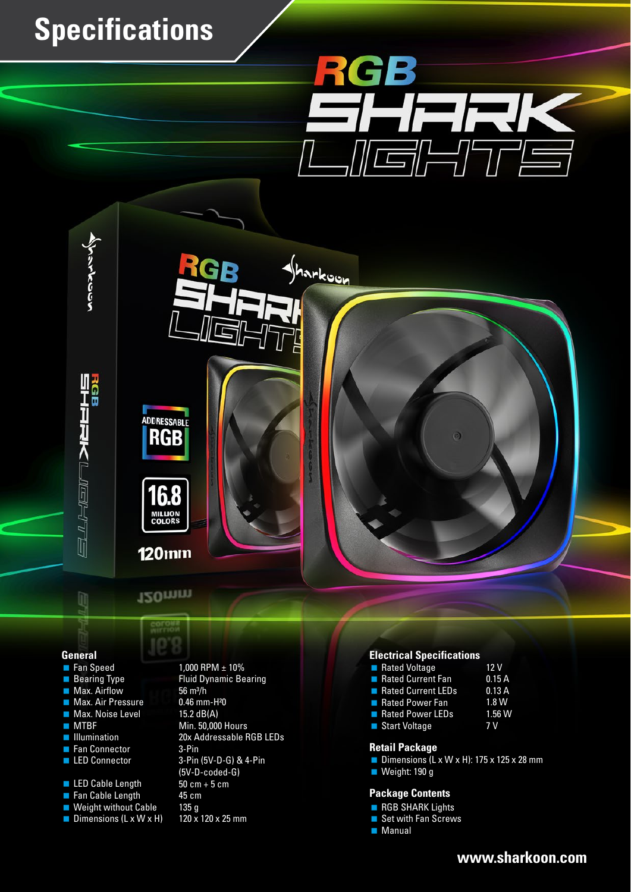# Specifications

## General

| | |
|---|---|
| Fan Speed | 1,000 RPM ± 10% |
| Bearing Type | Fluid Dynamic Bearing |
| Max. Airflow | 56 $m^3/h$ |
| Max. Air Pressure | 0.46 mm-$H^20$ |
| Max. Noise Level | 15.2 dB(A) |
| MTBF | Min. 50,000 Hours |
| Illumination | 20x Addressable RGB LEDs |
| Fan Connector | 3-Pin |
| LED Connector | 3-Pin (5V-D-G) & 4-Pin (5V-D-coded-G) |
| LED Cable Length | 50 cm + 5 cm |
| Fan Cable Length | 45 cm |
| Weight without Cable | 135 g |
| Dimensions (L x W x H) | 120 x 120 x 25 mm |

## Electrical Specifications

| | |
|---|---|
| Rated Voltage | 12 V |
| Rated Current Fan | 0.15 A |
| Rated Current LEDs | 0.13 A |
| Rated Power Fan | 1.8 W |
| Rated Power LEDs | 1.56 W |
| Start Voltage | 7 V |

## Retail Package

- Dimensions (L x W x H): 175 x 125 x 28 mm
- Weight: 190 g

## Package Contents

- RGB SHARK Lights
- Set with Fan Screws
- Manual

www.sharkoon.com